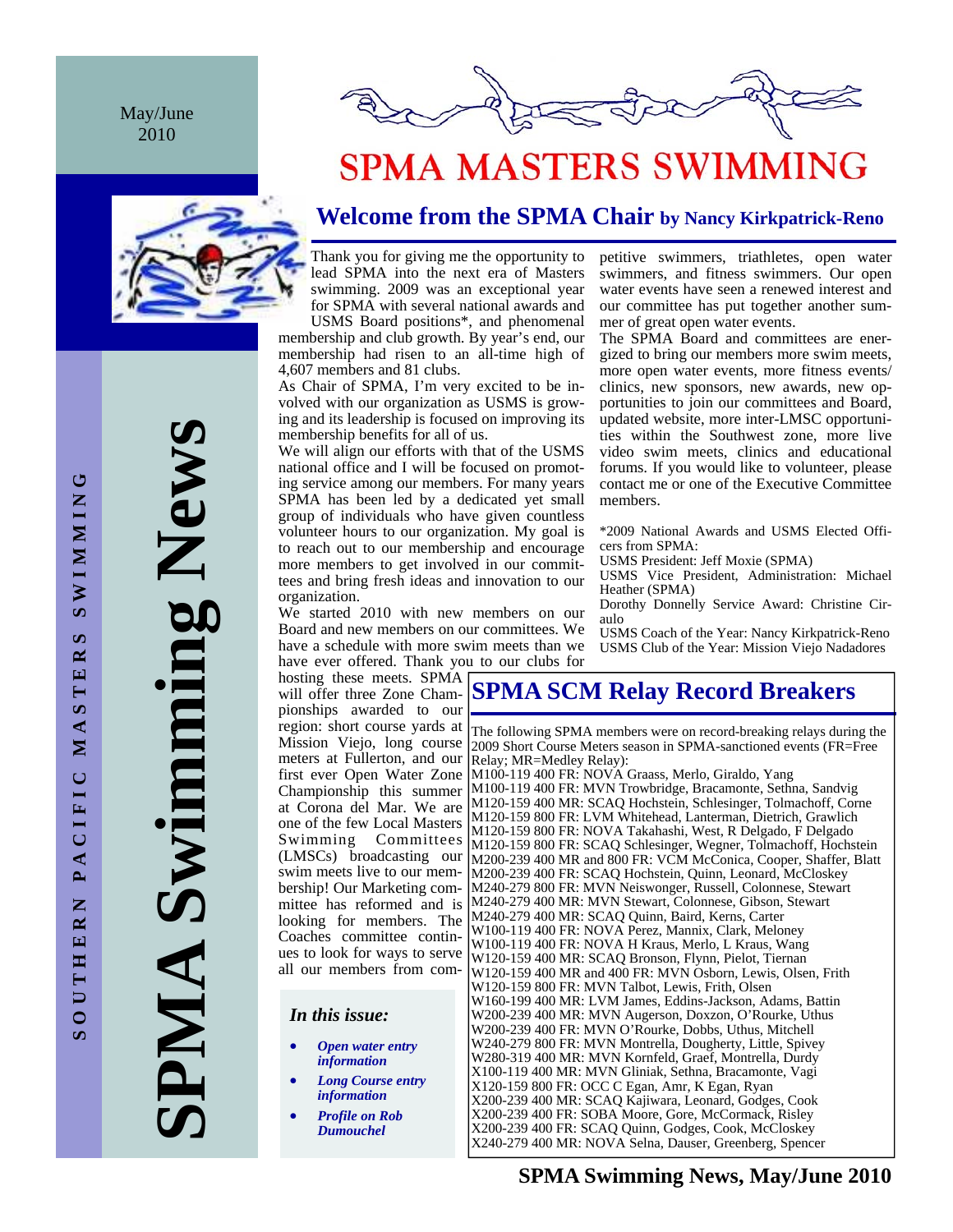May/June 2010

# SPMA MASTERS SWIMMING

SPMA Swimming News

SOUTHERN PACIFIC MASTERS SWIMMING

## Welcome from the SPMA Chair by Nancy Kirkpatrick-Reno

Thank you for giving me the opportunity to lead SPMA into the next era of Masters swimming. 2009 was an exceptional year for SPMA with several national awards and USMS Board positions*, and phenomenal membership and club growth. By year's end, our membership had risen to an all-time high of 4,607 members and 81 clubs.

As Chair of SPMA, I'm very excited to be involved with our organization as USMS is growing and its leadership is focused on improving its membership benefits for all of us.

We will align our efforts with that of the USMS national office and I will be focused on promoting service among our members. For many years SPMA has been led by a dedicated yet small group of individuals who have given countless volunteer hours to our organization. My goal is to reach out to our membership and encourage more members to get involved in our committees and bring fresh ideas and innovation to our organization.

We started 2010 with new members on our Board and new members on our committees. We have a schedule with more swim meets than we have ever offered. Thank you to our clubs for hosting these meets. SPMA will offer three Zone Championships awarded to our region: short course yards at Mission Viejo, long course meters at Fullerton, and our first ever Open Water Zone Championship this summer at Corona del Mar. We are one of the few Local Masters Swimming Committees (LMSCs) broadcasting our swim meets live to our membership! Our Marketing committee has reformed and is looking for members. The Coaches committee continues to look for ways to serve all our members from competitive swimmers, triathletes, open water swimmers, and fitness swimmers. Our open water events have seen a renewed interest and our committee has put together another summer of great open water events.

The SPMA Board and committees are energized to bring our members more swim meets, more open water events, more fitness events/clinics, new sponsors, new awards, new opportunities to join our committees and Board, updated website, more inter-LMSC opportunities within the Southwest zone, more live video swim meets, clinics and educational forums. If you would like to volunteer, please contact me or one of the Executive Committee members.

*2009 National Awards and USMS Elected Officers from SPMA:
USMS President: Jeff Moxie (SPMA)
USMS Vice President, Administration: Michael Heather (SPMA)
Dorothy Donnelly Service Award: Christine Ciraulo
USMS Coach of the Year: Nancy Kirkpatrick-Reno
USMS Club of the Year: Mission Viejo Nadadores

### *In this issue:*

- ***Open water entry information***
- ***Long Course entry information***
- ***Profile on Rob Dumouchel***

## SPMA SCM Relay Record Breakers

The following SPMA members were on record-breaking relays during the 2009 Short Course Meters season in SPMA-sanctioned events (FR=Free Relay; MR=Medley Relay):

M100-119 400 FR: NOVA Graass, Merlo, Giraldo, Yang
M100-119 400 FR: MVN Trowbridge, Bracamonte, Sethna, Sandvig
M120-159 400 MR: SCAQ Hochstein, Schlesinger, Tolmachoff, Corne
M120-159 800 FR: LVM Whitehead, Lanterman, Dietrich, Grawlich
M120-159 800 FR: NOVA Takahashi, West, R Delgado, F Delgado
M120-159 800 FR: SCAQ Schlesinger, Wegner, Tolmachoff, Hochstein
M200-239 400 MR and 800 FR: VCM McConica, Cooper, Shaffer, Blatt
M200-239 400 FR: SCAQ Hochstein, Quinn, Leonard, McCloskey
M240-279 800 FR: MVN Neiswonger, Russell, Colonnese, Stewart
M240-279 400 MR: MVN Stewart, Colonnese, Gibson, Stewart
M240-279 400 MR: SCAQ Quinn, Baird, Kerns, Carter
W100-119 400 FR: NOVA Perez, Mannix, Clark, Meloney
W100-119 400 FR: NOVA H Kraus, Merlo, L Kraus, Wang
W120-159 400 MR: SCAQ Bronson, Flynn, Pielot, Tiernan
W120-159 400 MR and 400 FR: MVN Osborn, Lewis, Olsen, Frith
W120-159 800 FR: MVN Talbot, Lewis, Frith, Olsen
W160-199 400 MR: LVM James, Eddins-Jackson, Adams, Battin
W200-239 400 MR: MVN Augerson, Doxzon, O'Rourke, Uthus
W200-239 400 FR: MVN O'Rourke, Dobbs, Uthus, Mitchell
W240-279 800 FR: MVN Montrella, Dougherty, Little, Spivey
W280-319 400 MR: MVN Kornfeld, Graef, Montrella, Durdy
X100-119 400 MR: MVN Gliniak, Sethna, Bracamonte, Vagi
X120-159 800 FR: OCC C Egan, Amr, K Egan, Ryan
X200-239 400 MR: SCAQ Kajiwara, Leonard, Godges, Cook
X200-239 400 FR: SOBA Moore, Gore, McCormack, Risley
X200-239 400 FR: SCAQ Quinn, Godges, Cook, McCloskey
X240-279 400 MR: NOVA Selna, Dauser, Greenberg, Spencer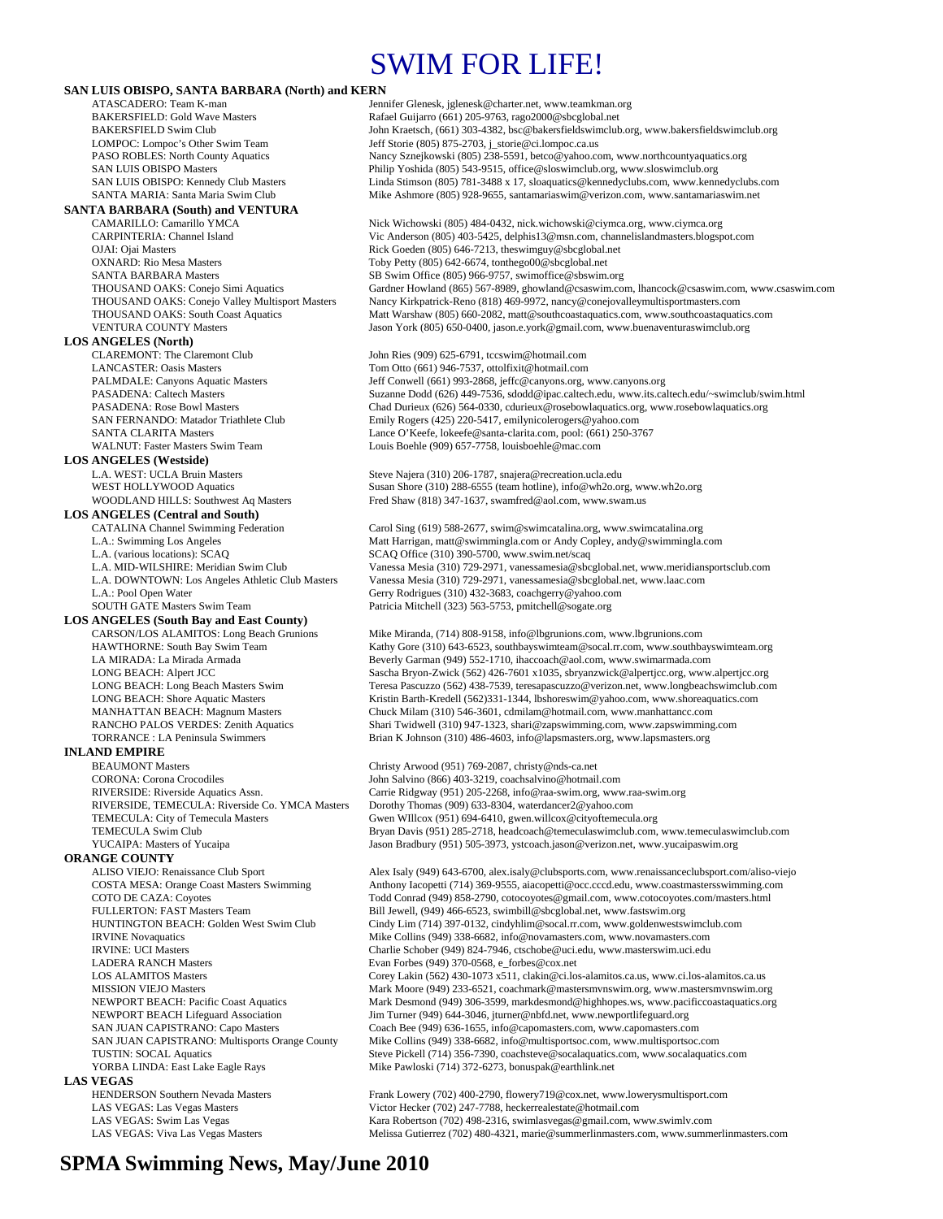# SWIM FOR LIFE!

**SAN LUIS OBISPO, SANTA BARBARA (North) and KERN**

ATASCADERO: Team K-man — Jennifer Glenesk, jglenesk@charter.net, www.teamkman.org
BAKERSFIELD: Gold Wave Masters — Rafael Guijarro (661) 205-9763, rago2000@sbcglobal.net
BAKERSFIELD Swim Club — John Kraetsch, (661) 303-4382, bsc@bakersfieldswimclub.org, www.bakersfieldswimclub.org
LOMPOC: Lompoc's Other Swim Team — Jeff Storie (805) 875-2703, j_storie@ci.lompoc.ca.us
PASO ROBLES: North County Aquatics — Nancy Sznejkowski (805) 238-5591, betco@yahoo.com, www.northcountyaquatics.org
SAN LUIS OBISPO Masters — Philip Yoshida (805) 543-9515, office@sloswimclub.org, www.sloswimclub.org
SAN LUIS OBISPO: Kennedy Club Masters — Linda Stimson (805) 781-3488 x 17, sloaquatics@kennedyclubs.com, www.kennedyclubs.com
SANTA MARIA: Santa Maria Swim Club — Mike Ashmore (805) 928-9655, santamariaswim@verizon.com, www.santamariaswim.net

**SANTA BARBARA (South) and VENTURA**

CAMARILLO: Camarillo YMCA — Nick Wichowski (805) 484-0432, nick.wichowski@ciymca.org, www.ciymca.org
CARPINTERIA: Channel Island — Vic Anderson (805) 403-5425, delphis13@msn.com, channelislandmasters.blogspot.com
OJAI: Ojai Masters — Rick Goeden (805) 646-7213, theswimguy@sbcglobal.net
OXNARD: Rio Mesa Masters — Toby Petty (805) 642-6674, tonthego00@sbcglobal.net
SANTA BARBARA Masters — SB Swim Office (805) 966-9757, swimoffice@sbswim.org
THOUSAND OAKS: Conejo Simi Aquatics — Gardner Howland (865) 567-8989, ghowland@csaswim.com, lhancock@csaswim.com, www.csaswim.com
THOUSAND OAKS: Conejo Valley Multisport Masters — Nancy Kirkpatrick-Reno (818) 469-9972, nancy@conejovalleymultisportmasters.com
THOUSAND OAKS: South Coast Aquatics — Matt Warshaw (805) 660-2082, matt@southcoastaquatics.com, www.southcoastaquatics.com
VENTURA COUNTY Masters — Jason York (805) 650-0400, jason.e.york@gmail.com, www.buenaventuraswimclub.org

**LOS ANGELES (North)**

CLAREMONT: The Claremont Club — John Ries (909) 625-6791, tccswim@hotmail.com
LANCASTER: Oasis Masters — Tom Otto (661) 946-7537, ottolfixit@hotmail.com
PALMDALE: Canyons Aquatic Masters — Jeff Conwell (661) 993-2868, jeffc@canyons.org, www.canyons.org
PASADENA: Caltech Masters — Suzanne Dodd (626) 449-7536, sdodd@ipac.caltech.edu, www.its.caltech.edu/~swimclub/swim.html
PASADENA: Rose Bowl Masters — Chad Durieux (626) 564-0330, cdurieux@rosebowlaquatics.org, www.rosebowlaquatics.org
SAN FERNANDO: Matador Triathlete Club — Emily Rogers (425) 220-5417, emilynicolerogers@yahoo.com
SANTA CLARITA Masters — Lance O'Keefe, lokeefe@santa-clarita.com, pool: (661) 250-3767
WALNUT: Faster Masters Swim Team — Louis Boehle (909) 657-7758, louisboehle@mac.com

**LOS ANGELES (Westside)**

L.A. WEST: UCLA Bruin Masters — Steve Najera (310) 206-1787, snajera@recreation.ucla.edu
WEST HOLLYWOOD Aquatics — Susan Shore (310) 288-6555 (team hotline), info@wh2o.org, www.wh2o.org
WOODLAND HILLS: Southwest Aq Masters — Fred Shaw (818) 347-1637, swamfred@aol.com, www.swam.us

**LOS ANGELES (Central and South)**

CATALINA Channel Swimming Federation — Carol Sing (619) 588-2677, swim@swimcatalina.org, www.swimcatalina.org
L.A.: Swimming Los Angeles — Matt Harrigan, matt@swimmingla.com or Andy Copley, andy@swimmingla.com
L.A. (various locations): SCAQ — SCAQ Office (310) 390-5700, www.swim.net/scaq
L.A. MID-WILSHIRE: Meridian Swim Club — Vanessa Mesia (310) 729-2971, vanessamesia@sbcglobal.net, www.meridiansportsclub.com
L.A. DOWNTOWN: Los Angeles Athletic Club Masters — Vanessa Mesia (310) 729-2971, vanessamesia@sbcglobal.net, www.laac.com
L.A.: Pool Open Water — Gerry Rodrigues (310) 432-3683, coachgerry@yahoo.com
SOUTH GATE Masters Swim Team — Patricia Mitchell (323) 563-5753, pmitchell@sogate.org

**LOS ANGELES (South Bay and East County)**

CARSON/LOS ALAMITOS: Long Beach Grunions — Mike Miranda, (714) 808-9158, info@lbgrunions.com, www.lbgrunions.com
HAWTHORNE: South Bay Swim Team — Kathy Gore (310) 643-6523, southbayswimteam@socal.rr.com, www.southbayswimteam.org
LA MIRADA: La Mirada Armada — Beverly Garman (949) 552-1710, ihaccoach@aol.com, www.swimarmada.com
LONG BEACH: Alpert JCC — Sascha Bryon-Zwick (562) 426-7601 x1035, sbryanzwick@alpertjcc.org, www.alpertjcc.org
LONG BEACH: Long Beach Masters Swim — Teresa Pascuzzo (562) 438-7539, teresapascuzzo@verizon.net, www.longbeachswimclub.com
LONG BEACH: Shore Aquatic Masters — Kristin Barth-Kredell (562)331-1344, lbshoreswim@yahoo.com, www.shoreaquatics.com
MANHATTAN BEACH: Magnum Masters — Chuck Milam (310) 546-3601, cdmilam@hotmail.com, www.manhattancc.com
RANCHO PALOS VERDES: Zenith Aquatics — Shari Twidwell (310) 947-1323, shari@zapswimming.com, www.zapswimming.com
TORRANCE : LA Peninsula Swimmers — Brian K Johnson (310) 486-4603, info@lapsmasters.org, www.lapsmasters.org

**INLAND EMPIRE**

BEAUMONT Masters — Christy Arwood (951) 769-2087, christy@nds-ca.net
CORONA: Corona Crocodiles — John Salvino (866) 403-3219, coachsalvino@hotmail.com
RIVERSIDE: Riverside Aquatics Assn. — Carrie Ridgway (951) 205-2268, info@raa-swim.org, www.raa-swim.org
RIVERSIDE, TEMECULA: Riverside Co. YMCA Masters — Dorothy Thomas (909) 633-8304, waterdancer2@yahoo.com
TEMECULA: City of Temecula Masters — Gwen WIllcox (951) 694-6410, gwen.willcox@cityoftemecula.org
TEMECULA Swim Club — Bryan Davis (951) 285-2718, headcoach@temeculaswimclub.com, www.temeculaswimclub.com
YUCAIPA: Masters of Yucaipa — Jason Bradbury (951) 505-3973, ystcoach.jason@verizon.net, www.yucaipaswim.org

**ORANGE COUNTY**

ALISO VIEJO: Renaissance Club Sport — Alex Isaly (949) 643-6700, alex.isaly@clubsports.com, www.renaissanceclubsport.com/aliso-viejo
COSTA MESA: Orange Coast Masters Swimming — Anthony Iacopetti (714) 369-9555, aiacopetti@occ.cccd.edu, www.coastmastersswimming.com
COTO DE CAZA: Coyotes — Todd Conrad (949) 858-2790, cotocoyotes@gmail.com, www.cotocoyotes.com/masters.html
FULLERTON: FAST Masters Team — Bill Jewell, (949) 466-6523, swimbill@sbcglobal.net, www.fastswim.org
HUNTINGTON BEACH: Golden West Swim Club — Cindy Lim (714) 397-0132, cindyhlim@socal.rr.com, www.goldenwestswimclub.com
IRVINE Novaquatics — Mike Collins (949) 338-6682, info@novamasters.com, www.novamasters.com
IRVINE: UCI Masters — Charlie Schober (949) 824-7946, ctschobe@uci.edu, www.masterswim.uci.edu
LADERA RANCH Masters — Evan Forbes (949) 370-0568, e_forbes@cox.net
LOS ALAMITOS Masters — Corey Lakin (562) 430-1073 x511, clakin@ci.los-alamitos.ca.us, www.ci.los-alamitos.ca.us
MISSION VIEJO Masters — Mark Moore (949) 233-6521, coachmark@mastersmvnswim.org, www.mastersmvnswim.org
NEWPORT BEACH: Pacific Coast Aquatics — Mark Desmond (949) 306-3599, markdesmond@highhopes.ws, www.pacificcoastaquatics.org
NEWPORT BEACH Lifeguard Association — Jim Turner (949) 644-3046, jturner@nbfd.net, www.newportlifeguard.org
SAN JUAN CAPISTRANO: Capo Masters — Coach Bee (949) 636-1655, info@capomasters.com, www.capomasters.com
SAN JUAN CAPISTRANO: Multisports Orange County — Mike Collins (949) 338-6682, info@multisportsoc.com, www.multisportsoc.com
TUSTIN: SOCAL Aquatics — Steve Pickell (714) 356-7390, coachsteve@socalaquatics.com, www.socalaquatics.com
YORBA LINDA: East Lake Eagle Rays — Mike Pawloski (714) 372-6273, bonuspak@earthlink.net

**LAS VEGAS**

HENDERSON Southern Nevada Masters — Frank Lowery (702) 400-2790, flowery719@cox.net, www.lowerysmultisport.com
LAS VEGAS: Las Vegas Masters — Victor Hecker (702) 247-7788, heckerrealestate@hotmail.com
LAS VEGAS: Swim Las Vegas — Kara Robertson (702) 498-2316, swimlasvegas@gmail.com, www.swimlv.com
LAS VEGAS: Viva Las Vegas Masters — Melissa Gutierrez (702) 480-4321, marie@summerlinmasters.com, www.summerlinmasters.com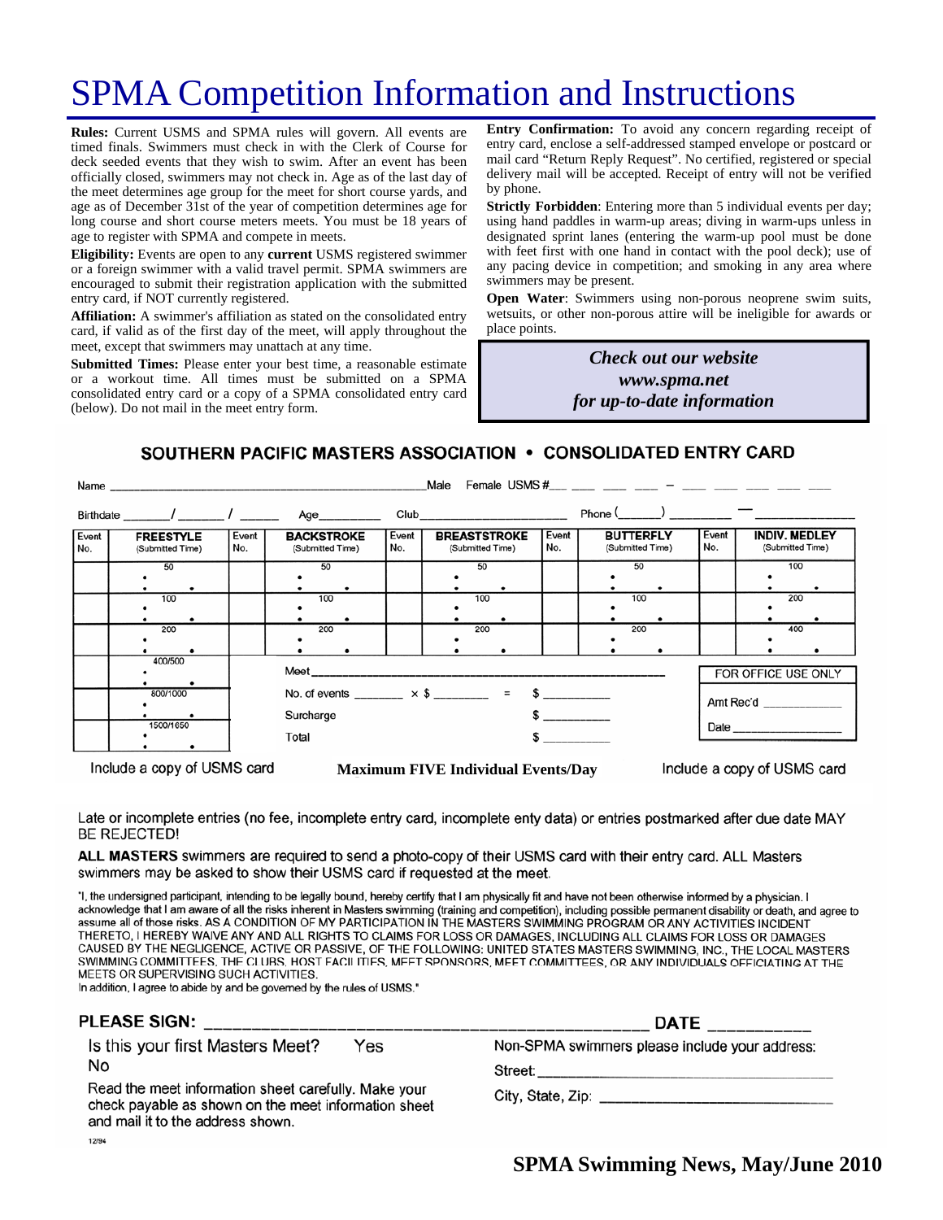# SPMA Competition Information and Instructions

**Rules:** Current USMS and SPMA rules will govern. All events are timed finals. Swimmers must check in with the Clerk of Course for deck seeded events that they wish to swim. After an event has been officially closed, swimmers may not check in. Age as of the last day of the meet determines age group for the meet for short course yards, and age as of December 31st of the year of competition determines age for long course and short course meters meets. You must be 18 years of age to register with SPMA and compete in meets.

**Eligibility:** Events are open to any **current** USMS registered swimmer or a foreign swimmer with a valid travel permit. SPMA swimmers are encouraged to submit their registration application with the submitted entry card, if NOT currently registered.

**Affiliation:** A swimmer's affiliation as stated on the consolidated entry card, if valid as of the first day of the meet, will apply throughout the meet, except that swimmers may unattach at any time.

**Submitted Times:** Please enter your best time, a reasonable estimate or a workout time. All times must be submitted on a SPMA consolidated entry card or a copy of a SPMA consolidated entry card (below). Do not mail in the meet entry form.

**Entry Confirmation:** To avoid any concern regarding receipt of entry card, enclose a self-addressed stamped envelope or postcard or mail card "Return Reply Request". No certified, registered or special delivery mail will be accepted. Receipt of entry will not be verified by phone.

**Strictly Forbidden**: Entering more than 5 individual events per day; using hand paddles in warm-up areas; diving in warm-ups unless in designated sprint lanes (entering the warm-up pool must be done with feet first with one hand in contact with the pool deck); use of any pacing device in competition; and smoking in any area where swimmers may be present.

**Open Water**: Swimmers using non-porous neoprene swim suits, wetsuits, or other non-porous attire will be ineligible for awards or place points.

***Check out our website***
***www.spma.net***
***for up-to-date information***

## SOUTHERN PACIFIC MASTERS ASSOCIATION • CONSOLIDATED ENTRY CARD

Name ______________________________ Male Female USMS # ___ ___ ___ ___ – ___ ___ ___ ___ ___

Birthdate ______/______/______ Age________ Club____________________ Phone (______) ________ — ____________

| Event No. | FREESTYLE (Submitted Time) | Event No. | BACKSTROKE (Submitted Time) | Event No. | BREASTSTROKE (Submitted Time) | Event No. | BUTTERFLY (Submitted Time) | Event No. | INDIV. MEDLEY (Submitted Time) |
|---|---|---|---|---|---|---|---|---|---|
| | 50 | | 50 | | 50 | | 50 | | 100 |
| | 100 | | 100 | | 100 | | 100 | | 200 |
| | 200 | | 200 | | 200 | | 200 | | 400 |
| | 400/500 | | | | | | | | |
| | 800/1000 | | | | | | | | |
| | 1500/1650 | | | | | | | | |

Meet ________________________________________

No. of events ________ × $ ________ = $ __________

Surcharge $ __________

Total $ __________

FOR OFFICE USE ONLY

Amt Rec'd ____________

Date ________________

Include a copy of USMS card — **Maximum FIVE Individual Events/Day** — Include a copy of USMS card

Late or incomplete entries (no fee, incomplete entry card, incomplete enty data) or entries postmarked after due date MAY BE REJECTED!

**ALL MASTERS** swimmers are required to send a photo-copy of their USMS card with their entry card. ALL Masters swimmers may be asked to show their USMS card if requested at the meet.

"I, the undersigned participant, intending to be legally bound, hereby certify that I am physically fit and have not been otherwise informed by a physician. I acknowledge that I am aware of all the risks inherent in Masters swimming (training and competition), including possible permanent disability or death, and agree to assume all of those risks. AS A CONDITION OF MY PARTICIPATION IN THE MASTERS SWIMMING PROGRAM OR ANY ACTIVITIES INCIDENT THERETO, I HEREBY WAIVE ANY AND ALL RIGHTS TO CLAIMS FOR LOSS OR DAMAGES, INCLUDING ALL CLAIMS FOR LOSS OR DAMAGES CAUSED BY THE NEGLIGENCE, ACTIVE OR PASSIVE, OF THE FOLLOWING: UNITED STATES MASTERS SWIMMING, INC., THE LOCAL MASTERS SWIMMING COMMITTEES, THE CLUBS, HOST FACILITIES, MEET SPONSORS, MEET COMMITTEES, OR ANY INDIVIDUALS OFFICIATING AT THE MEETS OR SUPERVISING SUCH ACTIVITIES.
In addition, I agree to abide by and be governed by the rules of USMS."

**PLEASE SIGN:** ______________________________________ **DATE** __________

Is this your first Masters Meet? Yes No

Read the meet information sheet carefully. Make your check payable as shown on the meet information sheet and mail it to the address shown.

Non-SPMA swimmers please include your address:

Street: ________________________________

City, State, Zip: __________________________

12/94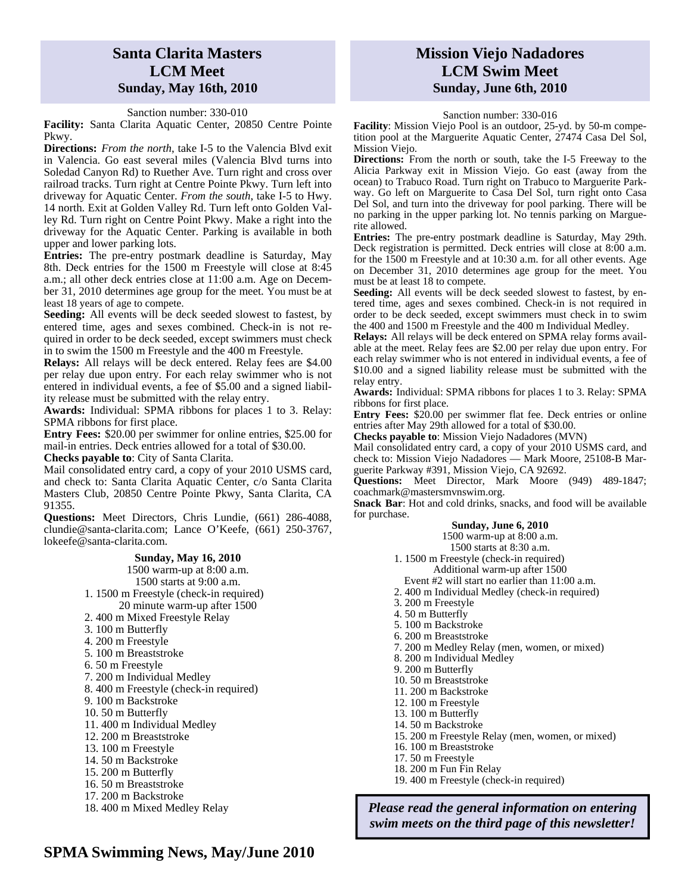## Santa Clarita Masters LCM Meet
### Sunday, May 16th, 2010

Sanction number: 330-010

**Facility:** Santa Clarita Aquatic Center, 20850 Centre Pointe Pkwy.

**Directions:** *From the north*, take I-5 to the Valencia Blvd exit in Valencia. Go east several miles (Valencia Blvd turns into Soledad Canyon Rd) to Ruether Ave. Turn right and cross over railroad tracks. Turn right at Centre Pointe Pkwy. Turn left into driveway for Aquatic Center. *From the south*, take I-5 to Hwy. 14 north. Exit at Golden Valley Rd. Turn left onto Golden Valley Rd. Turn right on Centre Point Pkwy. Make a right into the driveway for the Aquatic Center. Parking is available in both upper and lower parking lots.

**Entries:** The pre-entry postmark deadline is Saturday, May 8th. Deck entries for the 1500 m Freestyle will close at 8:45 a.m.; all other deck entries close at 11:00 a.m. Age on December 31, 2010 determines age group for the meet. You must be at least 18 years of age to compete.

**Seeding:** All events will be deck seeded slowest to fastest, by entered time, ages and sexes combined. Check-in is not required in order to be deck seeded, except swimmers must check in to swim the 1500 m Freestyle and the 400 m Freestyle.

**Relays:** All relays will be deck entered. Relay fees are $4.00 per relay due upon entry. For each relay swimmer who is not entered in individual events, a fee of $5.00 and a signed liability release must be submitted with the relay entry.

**Awards:** Individual: SPMA ribbons for places 1 to 3. Relay: SPMA ribbons for first place.

**Entry Fees:** $20.00 per swimmer for online entries, $25.00 for mail-in entries. Deck entries allowed for a total of $30.00.

**Checks payable to**: City of Santa Clarita.

Mail consolidated entry card, a copy of your 2010 USMS card, and check to: Santa Clarita Aquatic Center, c/o Santa Clarita Masters Club, 20850 Centre Pointe Pkwy, Santa Clarita, CA 91355.

**Questions:** Meet Directors, Chris Lundie, (661) 286-4088, clundie@santa-clarita.com; Lance O'Keefe, (661) 250-3767, lokeefe@santa-clarita.com.

**Sunday, May 16, 2010**

1500 warm-up at 8:00 a.m.
1500 starts at 9:00 a.m.

1. 1500 m Freestyle (check-in required)
   20 minute warm-up after 1500
2. 400 m Mixed Freestyle Relay
3. 100 m Butterfly
4. 200 m Freestyle
5. 100 m Breaststroke
6. 50 m Freestyle
7. 200 m Individual Medley
8. 400 m Freestyle (check-in required)
9. 100 m Backstroke
10. 50 m Butterfly
11. 400 m Individual Medley
12. 200 m Breaststroke
13. 100 m Freestyle
14. 50 m Backstroke
15. 200 m Butterfly
16. 50 m Breaststroke
17. 200 m Backstroke
18. 400 m Mixed Medley Relay

## Mission Viejo Nadadores LCM Swim Meet
### Sunday, June 6th, 2010

Sanction number: 330-016

**Facility**: Mission Viejo Pool is an outdoor, 25-yd. by 50-m competition pool at the Marguerite Aquatic Center, 27474 Casa Del Sol, Mission Viejo.

**Directions:** From the north or south, take the I-5 Freeway to the Alicia Parkway exit in Mission Viejo. Go east (away from the ocean) to Trabuco Road. Turn right on Trabuco to Marguerite Parkway. Go left on Marguerite to Casa Del Sol, turn right onto Casa Del Sol, and turn into the driveway for pool parking. There will be no parking in the upper parking lot. No tennis parking on Marguerite allowed.

**Entries:** The pre-entry postmark deadline is Saturday, May 29th. Deck registration is permitted. Deck entries will close at 8:00 a.m. for the 1500 m Freestyle and at 10:30 a.m. for all other events. Age on December 31, 2010 determines age group for the meet. You must be at least 18 to compete.

**Seeding:** All events will be deck seeded slowest to fastest, by entered time, ages and sexes combined. Check-in is not required in order to be deck seeded, except swimmers must check in to swim the 400 and 1500 m Freestyle and the 400 m Individual Medley.

**Relays:** All relays will be deck entered on SPMA relay forms available at the meet. Relay fees are $2.00 per relay due upon entry. For each relay swimmer who is not entered in individual events, a fee of $10.00 and a signed liability release must be submitted with the relay entry.

**Awards:** Individual: SPMA ribbons for places 1 to 3. Relay: SPMA ribbons for first place.

**Entry Fees:** $20.00 per swimmer flat fee. Deck entries or online entries after May 29th allowed for a total of $30.00.

**Checks payable to**: Mission Viejo Nadadores (MVN)

Mail consolidated entry card, a copy of your 2010 USMS card, and check to: Mission Viejo Nadadores — Mark Moore, 25108-B Marguerite Parkway #391, Mission Viejo, CA 92692.

**Questions:** Meet Director, Mark Moore (949) 489-1847; coachmark@mastersmvnswim.org.

**Snack Bar**: Hot and cold drinks, snacks, and food will be available for purchase.

**Sunday, June 6, 2010**

1500 warm-up at 8:00 a.m.
1500 starts at 8:30 a.m.

1. 1500 m Freestyle (check-in required)
   Additional warm-up after 1500
   Event #2 will start no earlier than 11:00 a.m.
2. 400 m Individual Medley (check-in required)
3. 200 m Freestyle
4. 50 m Butterfly
5. 100 m Backstroke
6. 200 m Breaststroke
7. 200 m Medley Relay (men, women, or mixed)
8. 200 m Individual Medley
9. 200 m Butterfly
10. 50 m Breaststroke
11. 200 m Backstroke
12. 100 m Freestyle
13. 100 m Butterfly
14. 50 m Backstroke
15. 200 m Freestyle Relay (men, women, or mixed)
16. 100 m Breaststroke
17. 50 m Freestyle
18. 200 m Fun Fin Relay
19. 400 m Freestyle (check-in required)

***Please read the general information on entering swim meets on the third page of this newsletter!***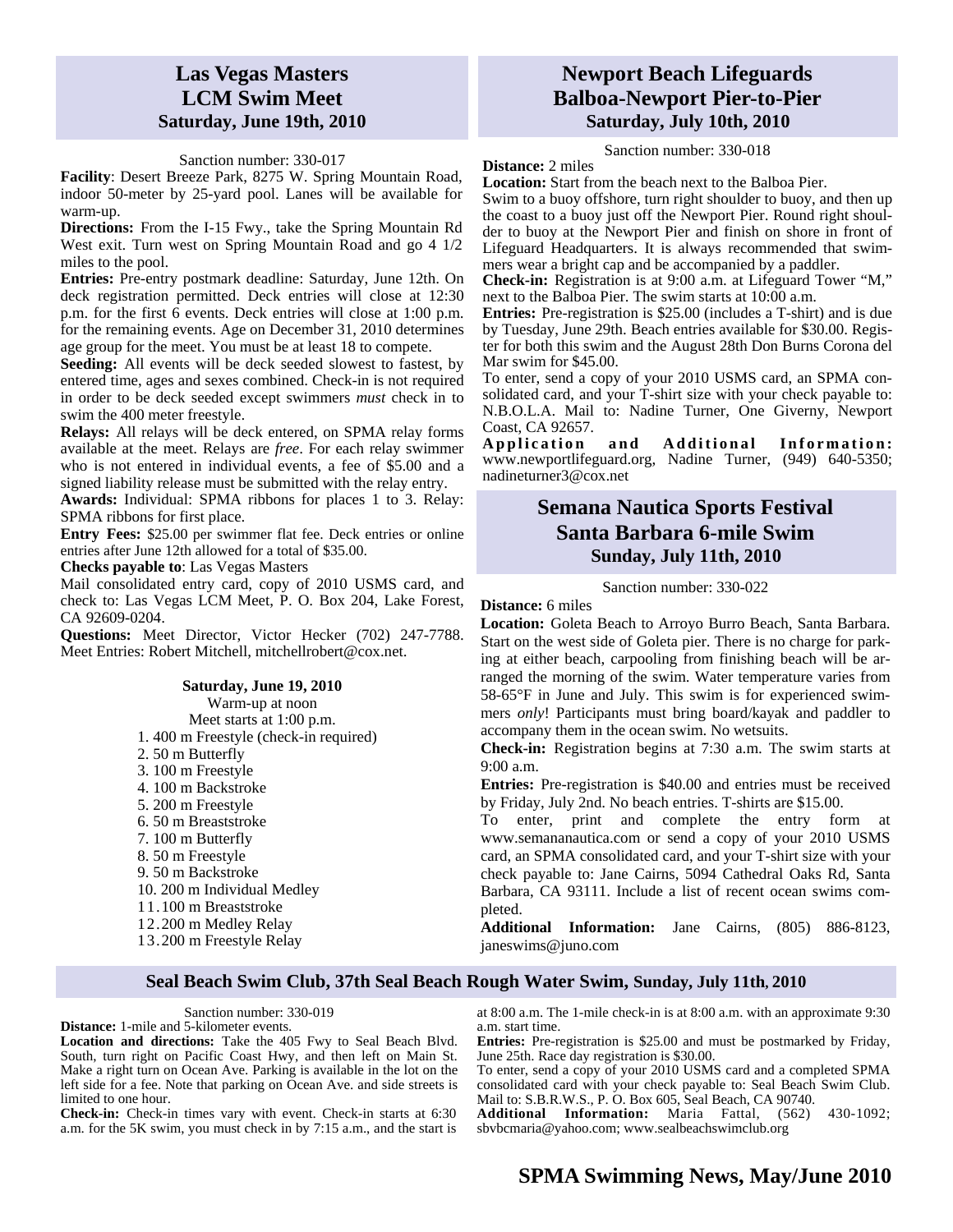## Las Vegas Masters LCM Swim Meet
### Saturday, June 19th, 2010

Sanction number: 330-017

**Facility**: Desert Breeze Park, 8275 W. Spring Mountain Road, indoor 50-meter by 25-yard pool. Lanes will be available for warm-up.

**Directions:** From the I-15 Fwy., take the Spring Mountain Rd West exit. Turn west on Spring Mountain Road and go 4 1/2 miles to the pool.

**Entries:** Pre-entry postmark deadline: Saturday, June 12th. On deck registration permitted. Deck entries will close at 12:30 p.m. for the first 6 events. Deck entries will close at 1:00 p.m. for the remaining events. Age on December 31, 2010 determines age group for the meet. You must be at least 18 to compete.

**Seeding:** All events will be deck seeded slowest to fastest, by entered time, ages and sexes combined. Check-in is not required in order to be deck seeded except swimmers *must* check in to swim the 400 meter freestyle.

**Relays:** All relays will be deck entered, on SPMA relay forms available at the meet. Relays are *free*. For each relay swimmer who is not entered in individual events, a fee of $5.00 and a signed liability release must be submitted with the relay entry.

**Awards:** Individual: SPMA ribbons for places 1 to 3. Relay: SPMA ribbons for first place.

**Entry Fees:** $25.00 per swimmer flat fee. Deck entries or online entries after June 12th allowed for a total of $35.00.

**Checks payable to**: Las Vegas Masters

Mail consolidated entry card, copy of 2010 USMS card, and check to: Las Vegas LCM Meet, P. O. Box 204, Lake Forest, CA 92609-0204.

**Questions:** Meet Director, Victor Hecker (702) 247-7788. Meet Entries: Robert Mitchell, mitchellrobert@cox.net.

**Saturday, June 19, 2010**

Warm-up at noon

Meet starts at 1:00 p.m.

1. 400 m Freestyle (check-in required)
2. 50 m Butterfly
3. 100 m Freestyle
4. 100 m Backstroke
5. 200 m Freestyle
6. 50 m Breaststroke
7. 100 m Butterfly
8. 50 m Freestyle
9. 50 m Backstroke
10. 200 m Individual Medley
11. 100 m Breaststroke
12. 200 m Medley Relay
13. 200 m Freestyle Relay

## Newport Beach Lifeguards Balboa-Newport Pier-to-Pier
### Saturday, July 10th, 2010

Sanction number: 330-018

**Distance:** 2 miles

**Location:** Start from the beach next to the Balboa Pier.

Swim to a buoy offshore, turn right shoulder to buoy, and then up the coast to a buoy just off the Newport Pier. Round right shoulder to buoy at the Newport Pier and finish on shore in front of Lifeguard Headquarters. It is always recommended that swimmers wear a bright cap and be accompanied by a paddler.

**Check-in:** Registration is at 9:00 a.m. at Lifeguard Tower "M," next to the Balboa Pier. The swim starts at 10:00 a.m.

**Entries:** Pre-registration is $25.00 (includes a T-shirt) and is due by Tuesday, June 29th. Beach entries available for $30.00. Register for both this swim and the August 28th Don Burns Corona del Mar swim for $45.00.

To enter, send a copy of your 2010 USMS card, an SPMA consolidated card, and your T-shirt size with your check payable to: N.B.O.L.A. Mail to: Nadine Turner, One Giverny, Newport Coast, CA 92657.

**Application and Additional Information:** www.newportlifeguard.org, Nadine Turner, (949) 640-5350; nadineturner3@cox.net

## Semana Nautica Sports Festival Santa Barbara 6-mile Swim
### Sunday, July 11th, 2010

Sanction number: 330-022

**Distance:** 6 miles

**Location:** Goleta Beach to Arroyo Burro Beach, Santa Barbara. Start on the west side of Goleta pier. There is no charge for parking at either beach, carpooling from finishing beach will be arranged the morning of the swim. Water temperature varies from 58-65°F in June and July. This swim is for experienced swimmers *only*! Participants must bring board/kayak and paddler to accompany them in the ocean swim. No wetsuits.

**Check-in:** Registration begins at 7:30 a.m. The swim starts at 9:00 a.m.

**Entries:** Pre-registration is $40.00 and entries must be received by Friday, July 2nd. No beach entries. T-shirts are $15.00.

To enter, print and complete the entry form at www.semananautica.com or send a copy of your 2010 USMS card, an SPMA consolidated card, and your T-shirt size with your check payable to: Jane Cairns, 5094 Cathedral Oaks Rd, Santa Barbara, CA 93111. Include a list of recent ocean swims completed.

**Additional Information:** Jane Cairns, (805) 886-8123, janeswims@juno.com

## Seal Beach Swim Club, 37th Seal Beach Rough Water Swim, Sunday, July 11th, 2010

Sanction number: 330-019

**Distance:** 1-mile and 5-kilometer events.

**Location and directions:** Take the 405 Fwy to Seal Beach Blvd. South, turn right on Pacific Coast Hwy, and then left on Main St. Make a right turn on Ocean Ave. Parking is available in the lot on the left side for a fee. Note that parking on Ocean Ave. and side streets is limited to one hour.

**Check-in:** Check-in times vary with event. Check-in starts at 6:30 a.m. for the 5K swim, you must check in by 7:15 a.m., and the start is at 8:00 a.m. The 1-mile check-in is at 8:00 a.m. with an approximate 9:30 a.m. start time.

**Entries:** Pre-registration is $25.00 and must be postmarked by Friday, June 25th. Race day registration is $30.00.

To enter, send a copy of your 2010 USMS card and a completed SPMA consolidated card with your check payable to: Seal Beach Swim Club. Mail to: S.B.R.W.S., P. O. Box 605, Seal Beach, CA 90740.

**Additional Information:** Maria Fattal, (562) 430-1092; sbvbcmaria@yahoo.com; www.sealbeachswimclub.org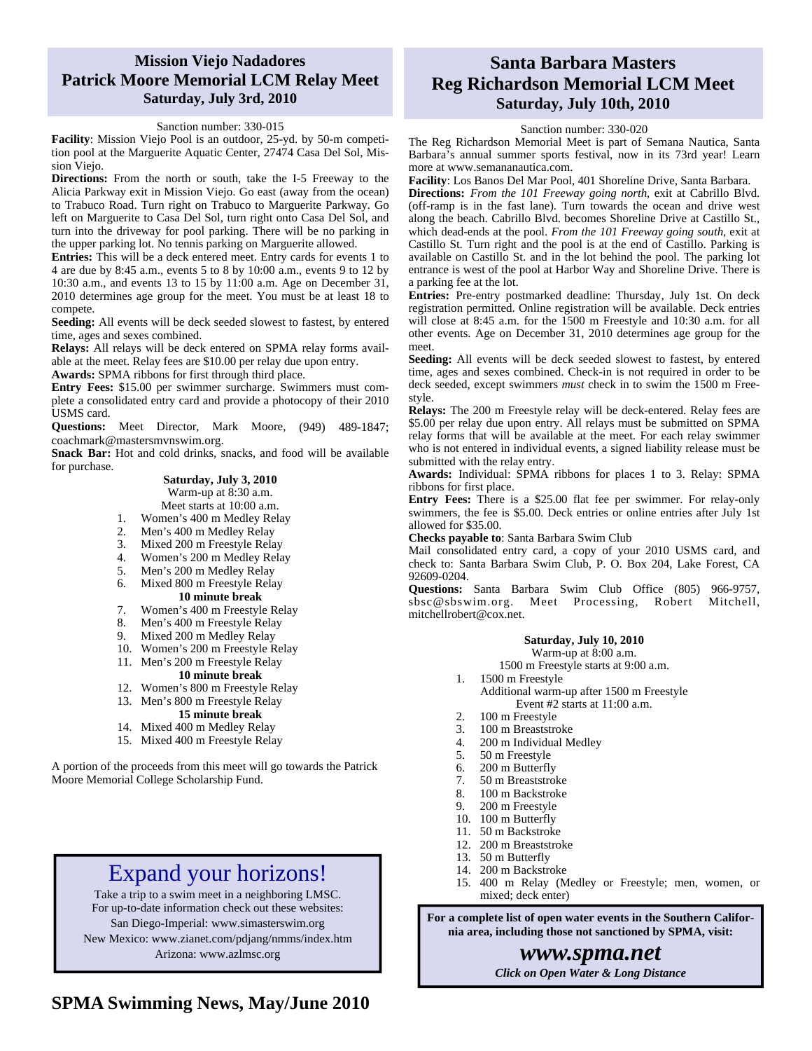## Mission Viejo Nadadores
## Patrick Moore Memorial LCM Relay Meet
### Saturday, July 3rd, 2010

Sanction number: 330-015

**Facility**: Mission Viejo Pool is an outdoor, 25-yd. by 50-m competition pool at the Marguerite Aquatic Center, 27474 Casa Del Sol, Mission Viejo.

**Directions:** From the north or south, take the I-5 Freeway to the Alicia Parkway exit in Mission Viejo. Go east (away from the ocean) to Trabuco Road. Turn right on Trabuco to Marguerite Parkway. Go left on Marguerite to Casa Del Sol, turn right onto Casa Del Sol, and turn into the driveway for pool parking. There will be no parking in the upper parking lot. No tennis parking on Marguerite allowed.

**Entries:** This will be a deck entered meet. Entry cards for events 1 to 4 are due by 8:45 a.m., events 5 to 8 by 10:00 a.m., events 9 to 12 by 10:30 a.m., and events 13 to 15 by 11:00 a.m. Age on December 31, 2010 determines age group for the meet. You must be at least 18 to compete.

**Seeding:** All events will be deck seeded slowest to fastest, by entered time, ages and sexes combined.

**Relays:** All relays will be deck entered on SPMA relay forms available at the meet. Relay fees are $10.00 per relay due upon entry.

**Awards:** SPMA ribbons for first through third place.

**Entry Fees:** $15.00 per swimmer surcharge. Swimmers must complete a consolidated entry card and provide a photocopy of their 2010 USMS card.

**Questions:** Meet Director, Mark Moore, (949) 489-1847; coachmark@mastersmvnswim.org.

**Snack Bar:** Hot and cold drinks, snacks, and food will be available for purchase.

**Saturday, July 3, 2010**
Warm-up at 8:30 a.m.
Meet starts at 10:00 a.m.

1. Women's 400 m Medley Relay
2. Men's 400 m Medley Relay
3. Mixed 200 m Freestyle Relay
4. Women's 200 m Medley Relay
5. Men's 200 m Medley Relay
6. Mixed 800 m Freestyle Relay

**10 minute break**

7. Women's 400 m Freestyle Relay
8. Men's 400 m Freestyle Relay
9. Mixed 200 m Medley Relay
10. Women's 200 m Freestyle Relay
11. Men's 200 m Freestyle Relay

**10 minute break**

12. Women's 800 m Freestyle Relay
13. Men's 800 m Freestyle Relay

**15 minute break**

14. Mixed 400 m Medley Relay
15. Mixed 400 m Freestyle Relay

A portion of the proceeds from this meet will go towards the Patrick Moore Memorial College Scholarship Fund.

## Expand your horizons!

Take a trip to a swim meet in a neighboring LMSC.
For up-to-date information check out these websites:
San Diego-Imperial: www.simasterswim.org
New Mexico: www.zianet.com/pdjang/nmms/index.htm
Arizona: www.azlmsc.org

## Santa Barbara Masters
## Reg Richardson Memorial LCM Meet
### Saturday, July 10th, 2010

Sanction number: 330-020

The Reg Richardson Memorial Meet is part of Semana Nautica, Santa Barbara's annual summer sports festival, now in its 73rd year! Learn more at www.semananautica.com.

**Facility**: Los Banos Del Mar Pool, 401 Shoreline Drive, Santa Barbara.

**Directions:** *From the 101 Freeway going north*, exit at Cabrillo Blvd. (off-ramp is in the fast lane). Turn towards the ocean and drive west along the beach. Cabrillo Blvd. becomes Shoreline Drive at Castillo St., which dead-ends at the pool. *From the 101 Freeway going south*, exit at Castillo St. Turn right and the pool is at the end of Castillo. Parking is available on Castillo St. and in the lot behind the pool. The parking lot entrance is west of the pool at Harbor Way and Shoreline Drive. There is a parking fee at the lot.

**Entries:** Pre-entry postmarked deadline: Thursday, July 1st. On deck registration permitted. Online registration will be available. Deck entries will close at 8:45 a.m. for the 1500 m Freestyle and 10:30 a.m. for all other events. Age on December 31, 2010 determines age group for the meet.

**Seeding:** All events will be deck seeded slowest to fastest, by entered time, ages and sexes combined. Check-in is not required in order to be deck seeded, except swimmers *must* check in to swim the 1500 m Freestyle.

**Relays:** The 200 m Freestyle relay will be deck-entered. Relay fees are $5.00 per relay due upon entry. All relays must be submitted on SPMA relay forms that will be available at the meet. For each relay swimmer who is not entered in individual events, a signed liability release must be submitted with the relay entry.

**Awards:** Individual: SPMA ribbons for places 1 to 3. Relay: SPMA ribbons for first place.

**Entry Fees:** There is a $25.00 flat fee per swimmer. For relay-only swimmers, the fee is $5.00. Deck entries or online entries after July 1st allowed for $35.00.

**Checks payable to**: Santa Barbara Swim Club

Mail consolidated entry card, a copy of your 2010 USMS card, and check to: Santa Barbara Swim Club, P. O. Box 204, Lake Forest, CA 92609-0204.

**Questions:** Santa Barbara Swim Club Office (805) 966-9757, sbsc@sbswim.org. Meet Processing, Robert Mitchell, mitchellrobert@cox.net.

**Saturday, July 10, 2010**
Warm-up at 8:00 a.m.
1500 m Freestyle starts at 9:00 a.m.

1. 1500 m Freestyle
   Additional warm-up after 1500 m Freestyle
   Event #2 starts at 11:00 a.m.
2. 100 m Freestyle
3. 100 m Breaststroke
4. 200 m Individual Medley
5. 50 m Freestyle
6. 200 m Butterfly
7. 50 m Breaststroke
8. 100 m Backstroke
9. 200 m Freestyle
10. 100 m Butterfly
11. 50 m Backstroke
12. 200 m Breaststroke
13. 50 m Butterfly
14. 200 m Backstroke
15. 400 m Relay (Medley or Freestyle; men, women, or mixed; deck enter)

**For a complete list of open water events in the Southern California area, including those not sanctioned by SPMA, visit:**

***www.spma.net***

***Click on Open Water & Long Distance***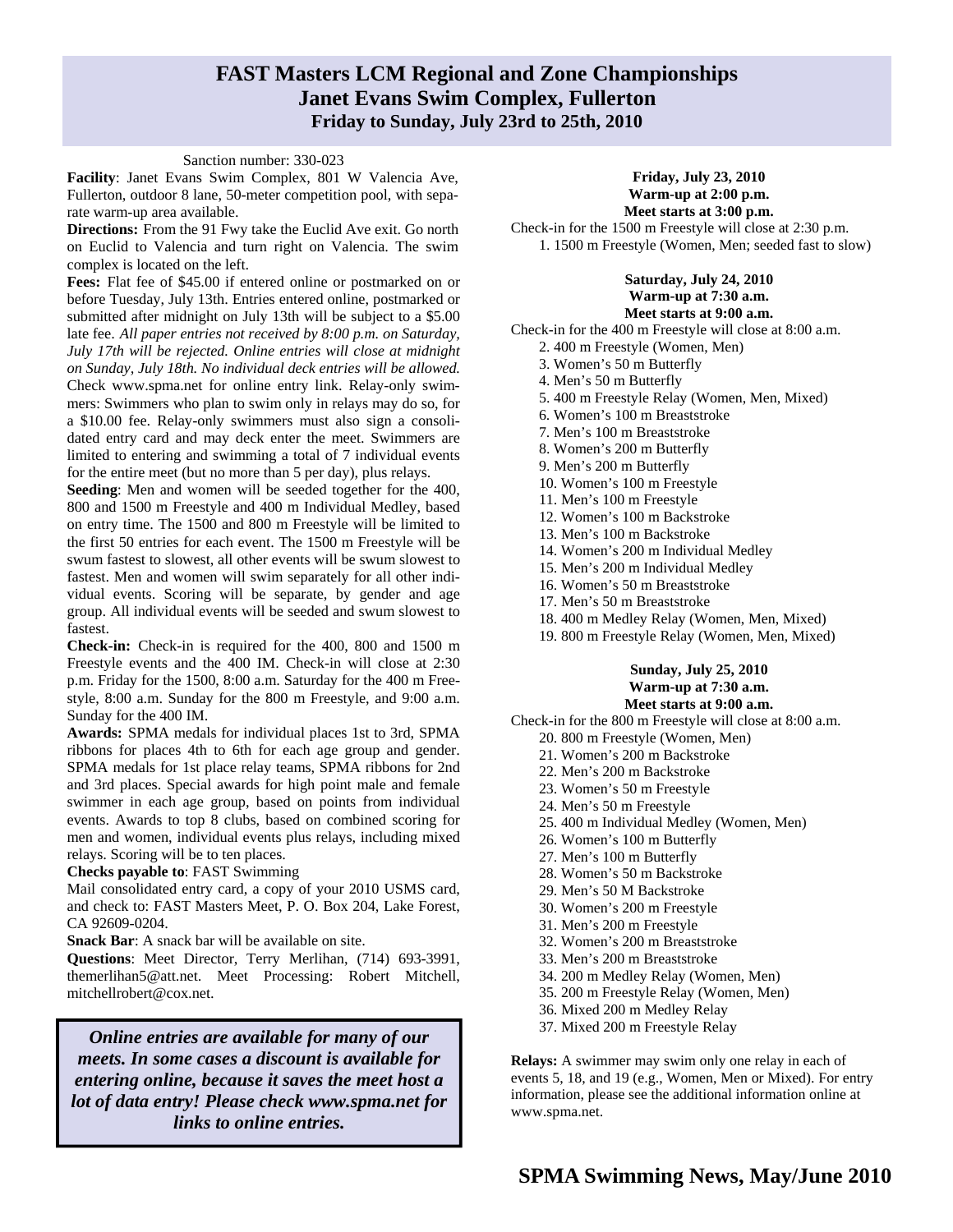# FAST Masters LCM Regional and Zone Championships
## Janet Evans Swim Complex, Fullerton
### Friday to Sunday, July 23rd to 25th, 2010

Sanction number: 330-023

**Facility**: Janet Evans Swim Complex, 801 W Valencia Ave, Fullerton, outdoor 8 lane, 50-meter competition pool, with separate warm-up area available.

**Directions:** From the 91 Fwy take the Euclid Ave exit. Go north on Euclid to Valencia and turn right on Valencia. The swim complex is located on the left.

**Fees:** Flat fee of $45.00 if entered online or postmarked on or before Tuesday, July 13th. Entries entered online, postmarked or submitted after midnight on July 13th will be subject to a $5.00 late fee. *All paper entries not received by 8:00 p.m. on Saturday, July 17th will be rejected. Online entries will close at midnight on Sunday, July 18th. No individual deck entries will be allowed.* Check www.spma.net for online entry link. Relay-only swimmers: Swimmers who plan to swim only in relays may do so, for a $10.00 fee. Relay-only swimmers must also sign a consolidated entry card and may deck enter the meet. Swimmers are limited to entering and swimming a total of 7 individual events for the entire meet (but no more than 5 per day), plus relays.

**Seeding**: Men and women will be seeded together for the 400, 800 and 1500 m Freestyle and 400 m Individual Medley, based on entry time. The 1500 and 800 m Freestyle will be limited to the first 50 entries for each event. The 1500 m Freestyle will be swum fastest to slowest, all other events will be swum slowest to fastest. Men and women will swim separately for all other individual events. Scoring will be separate, by gender and age group. All individual events will be seeded and swum slowest to fastest.

**Check-in:** Check-in is required for the 400, 800 and 1500 m Freestyle events and the 400 IM. Check-in will close at 2:30 p.m. Friday for the 1500, 8:00 a.m. Saturday for the 400 m Freestyle, 8:00 a.m. Sunday for the 800 m Freestyle, and 9:00 a.m. Sunday for the 400 IM.

**Awards:** SPMA medals for individual places 1st to 3rd, SPMA ribbons for places 4th to 6th for each age group and gender. SPMA medals for 1st place relay teams, SPMA ribbons for 2nd and 3rd places. Special awards for high point male and female swimmer in each age group, based on points from individual events. Awards to top 8 clubs, based on combined scoring for men and women, individual events plus relays, including mixed relays. Scoring will be to ten places.

**Checks payable to**: FAST Swimming

Mail consolidated entry card, a copy of your 2010 USMS card, and check to: FAST Masters Meet, P. O. Box 204, Lake Forest, CA 92609-0204.

**Snack Bar**: A snack bar will be available on site.

**Questions**: Meet Director, Terry Merlihan, (714) 693-3991, themerlihan5@att.net. Meet Processing: Robert Mitchell, mitchellrobert@cox.net.

***Online entries are available for many of our meets. In some cases a discount is available for entering online, because it saves the meet host a lot of data entry! Please check www.spma.net for links to online entries.***

**Friday, July 23, 2010**
**Warm-up at 2:00 p.m.**
**Meet starts at 3:00 p.m.**

Check-in for the 1500 m Freestyle will close at 2:30 p.m.

1. 1500 m Freestyle (Women, Men; seeded fast to slow)

**Saturday, July 24, 2010**
**Warm-up at 7:30 a.m.**
**Meet starts at 9:00 a.m.**

Check-in for the 400 m Freestyle will close at 8:00 a.m.

2. 400 m Freestyle (Women, Men)
3. Women's 50 m Butterfly
4. Men's 50 m Butterfly
5. 400 m Freestyle Relay (Women, Men, Mixed)
6. Women's 100 m Breaststroke
7. Men's 100 m Breaststroke
8. Women's 200 m Butterfly
9. Men's 200 m Butterfly
10. Women's 100 m Freestyle
11. Men's 100 m Freestyle
12. Women's 100 m Backstroke
13. Men's 100 m Backstroke
14. Women's 200 m Individual Medley
15. Men's 200 m Individual Medley
16. Women's 50 m Breaststroke
17. Men's 50 m Breaststroke
18. 400 m Medley Relay (Women, Men, Mixed)
19. 800 m Freestyle Relay (Women, Men, Mixed)

**Sunday, July 25, 2010**
**Warm-up at 7:30 a.m.**
**Meet starts at 9:00 a.m.**

Check-in for the 800 m Freestyle will close at 8:00 a.m.

20. 800 m Freestyle (Women, Men)
21. Women's 200 m Backstroke
22. Men's 200 m Backstroke
23. Women's 50 m Freestyle
24. Men's 50 m Freestyle
25. 400 m Individual Medley (Women, Men)
26. Women's 100 m Butterfly
27. Men's 100 m Butterfly
28. Women's 50 m Backstroke
29. Men's 50 M Backstroke
30. Women's 200 m Freestyle
31. Men's 200 m Freestyle
32. Women's 200 m Breaststroke
33. Men's 200 m Breaststroke
34. 200 m Medley Relay (Women, Men)
35. 200 m Freestyle Relay (Women, Men)
36. Mixed 200 m Medley Relay
37. Mixed 200 m Freestyle Relay

**Relays:** A swimmer may swim only one relay in each of events 5, 18, and 19 (e.g., Women, Men or Mixed). For entry information, please see the additional information online at www.spma.net.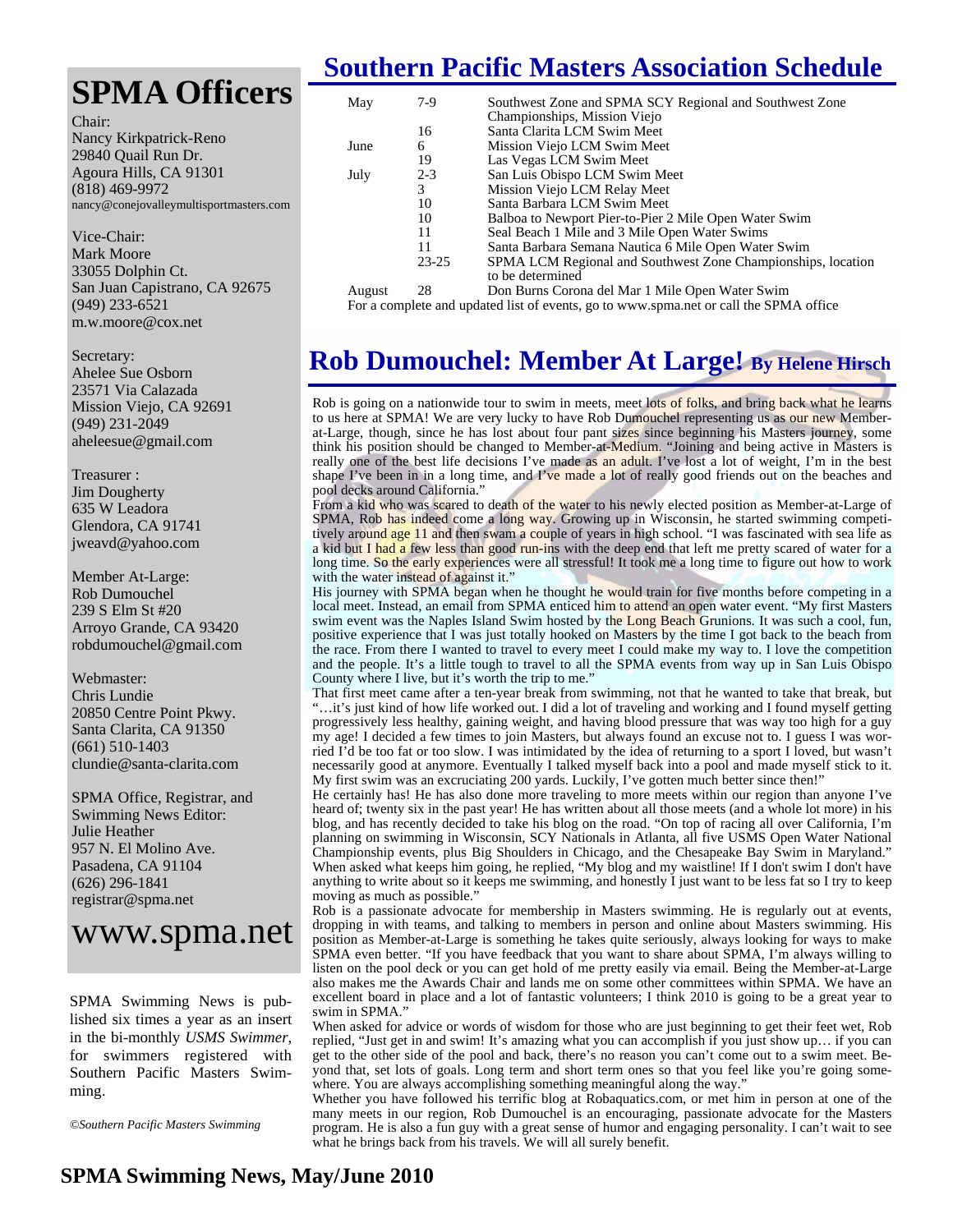# SPMA Officers

Chair:
Nancy Kirkpatrick-Reno
29840 Quail Run Dr.
Agoura Hills, CA 91301
(818) 469-9972
nancy@conejovalleymultisportmasters.com

Vice-Chair:
Mark Moore
33055 Dolphin Ct.
San Juan Capistrano, CA 92675
(949) 233-6521
m.w.moore@cox.net

Secretary:
Ahelee Sue Osborn
23571 Via Calazada
Mission Viejo, CA 92691
(949) 231-2049
aheleesue@gmail.com

Treasurer :
Jim Dougherty
635 W Leadora
Glendora, CA 91741
jweavd@yahoo.com

Member At-Large:
Rob Dumouchel
239 S Elm St #20
Arroyo Grande, CA 93420
robdumouchel@gmail.com

Webmaster:
Chris Lundie
20850 Centre Point Pkwy.
Santa Clarita, CA 91350
(661) 510-1403
clundie@santa-clarita.com

SPMA Office, Registrar, and Swimming News Editor:
Julie Heather
957 N. El Molino Ave.
Pasadena, CA 91104
(626) 296-1841
registrar@spma.net

www.spma.net

SPMA Swimming News is published six times a year as an insert in the bi-monthly *USMS Swimmer*, for swimmers registered with Southern Pacific Masters Swimming.

*©Southern Pacific Masters Swimming*

## Southern Pacific Masters Association Schedule

| | | |
|---|---|---|
| May | 7-9 | Southwest Zone and SPMA SCY Regional and Southwest Zone Championships, Mission Viejo |
| | 16 | Santa Clarita LCM Swim Meet |
| June | 6 | Mission Viejo LCM Swim Meet |
| | 19 | Las Vegas LCM Swim Meet |
| July | 2-3 | San Luis Obispo LCM Swim Meet |
| | 3 | Mission Viejo LCM Relay Meet |
| | 10 | Santa Barbara LCM Swim Meet |
| | 10 | Balboa to Newport Pier-to-Pier 2 Mile Open Water Swim |
| | 11 | Seal Beach 1 Mile and 3 Mile Open Water Swims |
| | 11 | Santa Barbara Semana Nautica 6 Mile Open Water Swim |
| | 23-25 | SPMA LCM Regional and Southwest Zone Championships, location to be determined |
| August | 28 | Don Burns Corona del Mar 1 Mile Open Water Swim |

For a complete and updated list of events, go to www.spma.net or call the SPMA office

## Rob Dumouchel: Member At Large! By Helene Hirsch

Rob is going on a nationwide tour to swim in meets, meet lots of folks, and bring back what he learns to us here at SPMA! We are very lucky to have Rob Dumouchel representing us as our new Member-at-Large, though, since he has lost about four pant sizes since beginning his Masters journey, some think his position should be changed to Member-at-Medium. "Joining and being active in Masters is really one of the best life decisions I've made as an adult. I've lost a lot of weight, I'm in the best shape I've been in in a long time, and I've made a lot of really good friends out on the beaches and pool decks around California."

From a kid who was scared to death of the water to his newly elected position as Member-at-Large of SPMA, Rob has indeed come a long way. Growing up in Wisconsin, he started swimming competitively around age 11 and then swam a couple of years in high school. "I was fascinated with sea life as a kid but I had a few less than good run-ins with the deep end that left me pretty scared of water for a long time. So the early experiences were all stressful! It took me a long time to figure out how to work with the water instead of against it."

His journey with SPMA began when he thought he would train for five months before competing in a local meet. Instead, an email from SPMA enticed him to attend an open water event. "My first Masters swim event was the Naples Island Swim hosted by the Long Beach Grunions. It was such a cool, fun, positive experience that I was just totally hooked on Masters by the time I got back to the beach from the race. From there I wanted to travel to every meet I could make my way to. I love the competition and the people. It's a little tough to travel to all the SPMA events from way up in San Luis Obispo County where I live, but it's worth the trip to me."

That first meet came after a ten-year break from swimming, not that he wanted to take that break, but "…it's just kind of how life worked out. I did a lot of traveling and working and I found myself getting progressively less healthy, gaining weight, and having blood pressure that was way too high for a guy my age! I decided a few times to join Masters, but always found an excuse not to. I guess I was worried I'd be too fat or too slow. I was intimidated by the idea of returning to a sport I loved, but wasn't necessarily good at anymore. Eventually I talked myself back into a pool and made myself stick to it. My first swim was an excruciating 200 yards. Luckily, I've gotten much better since then!"

He certainly has! He has also done more traveling to more meets within our region than anyone I've heard of; twenty six in the past year! He has written about all those meets (and a whole lot more) in his blog, and has recently decided to take his blog on the road. "On top of racing all over California, I'm planning on swimming in Wisconsin, SCY Nationals in Atlanta, all five USMS Open Water National Championship events, plus Big Shoulders in Chicago, and the Chesapeake Bay Swim in Maryland." When asked what keeps him going, he replied, "My blog and my waistline! If I don't swim I don't have anything to write about so it keeps me swimming, and honestly I just want to be less fat so I try to keep moving as much as possible."

Rob is a passionate advocate for membership in Masters swimming. He is regularly out at events, dropping in with teams, and talking to members in person and online about Masters swimming. His position as Member-at-Large is something he takes quite seriously, always looking for ways to make SPMA even better. "If you have feedback that you want to share about SPMA, I'm always willing to listen on the pool deck or you can get hold of me pretty easily via email. Being the Member-at-Large also makes me the Awards Chair and lands me on some other committees within SPMA. We have an excellent board in place and a lot of fantastic volunteers; I think 2010 is going to be a great year to swim in SPMA."

When asked for advice or words of wisdom for those who are just beginning to get their feet wet, Rob replied, "Just get in and swim! It's amazing what you can accomplish if you just show up… if you can get to the other side of the pool and back, there's no reason you can't come out to a swim meet. Beyond that, set lots of goals. Long term and short term ones so that you feel like you're going somewhere. You are always accomplishing something meaningful along the way."

Whether you have followed his terrific blog at Robaquatics.com, or met him in person at one of the many meets in our region, Rob Dumouchel is an encouraging, passionate advocate for the Masters program. He is also a fun guy with a great sense of humor and engaging personality. I can't wait to see what he brings back from his travels. We will all surely benefit.

**SPMA Swimming News, May/June 2010**